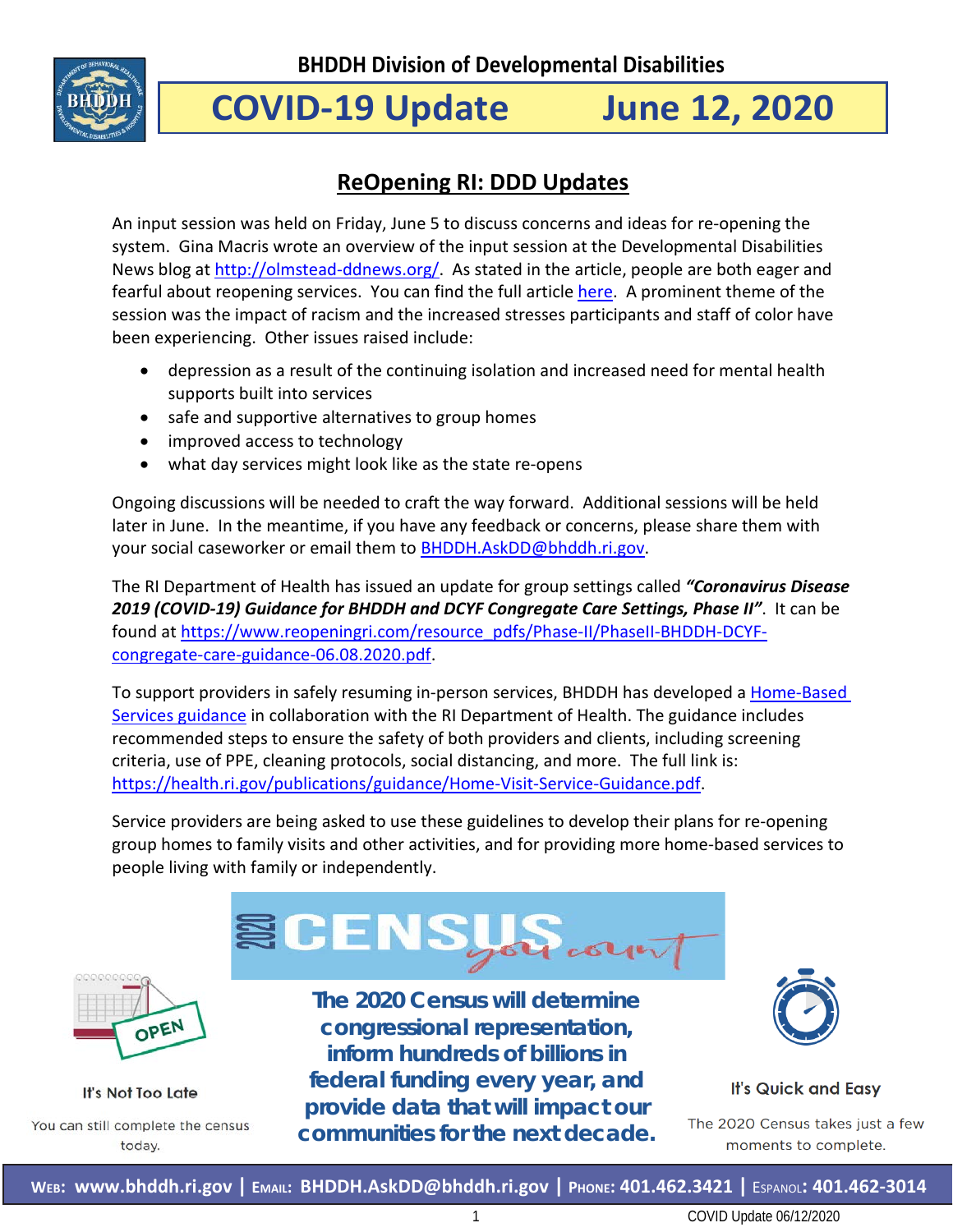**BHDDH Division of Developmental Disabilities**

# COVID-19 Update June 12, 2020

## ReOpening RI: DDD Updates

An input session was held on Friday, June 5 to discuss concerns and ideas for re-opening the system. Gina Macris wrote an overview of the input session at the Developmental Disabilities News blog at http://olmstead-ddnews.org/. As stated in the article, people are both eager and fearful about reopening services. You can find the full article here. A prominent theme of the session was the impact of racism and the increased stresses participants and staff of color have been experiencing. Other issues raised include:

- depression as a result of the continuing isolation and increased need for mental health supports built into services
- safe and supportive alternatives to group homes
- improved access to technology
- what day services might look like as the state re-opens

Ongoing discussions will be needed to craft the way forward. Additional sessions will be held later in June. In the meantime, if you have any feedback or concerns, please share them with your social caseworker or email them to BHDDH.AskDD@bhddh.ri.gov.

The RI Department of Health has issued an update for group settings called ***"Coronavirus Disease 2019 (COVID-19) Guidance for BHDDH and DCYF Congregate Care Settings, Phase II"***. It can be found at https://www.reopeningri.com/resource_pdfs/Phase-II/PhaseII-BHDDH-DCYF-congregate-care-guidance-06.08.2020.pdf.

To support providers in safely resuming in-person services, BHDDH has developed a Home-Based Services guidance in collaboration with the RI Department of Health. The guidance includes recommended steps to ensure the safety of both providers and clients, including screening criteria, use of PPE, cleaning protocols, social distancing, and more. The full link is: https://health.ri.gov/publications/guidance/Home-Visit-Service-Guidance.pdf.

Service providers are being asked to use these guidelines to develop their plans for re-opening group homes to family visits and other activities, and for providing more home-based services to people living with family or independently.

**2020 CENSUS** you count

**It's Not Too Late**

You can still complete the census today.

**The 2020 Census will determine congressional representation, inform hundreds of billions in federal funding every year, and provide data that will impact our communities for the next decade.**

**It's Quick and Easy**

The 2020 Census takes just a few moments to complete.

**Web: www.bhddh.ri.gov | Email: BHDDH.AskDD@bhddh.ri.gov | Phone: 401.462.3421 | Espanol: 401.462-3014**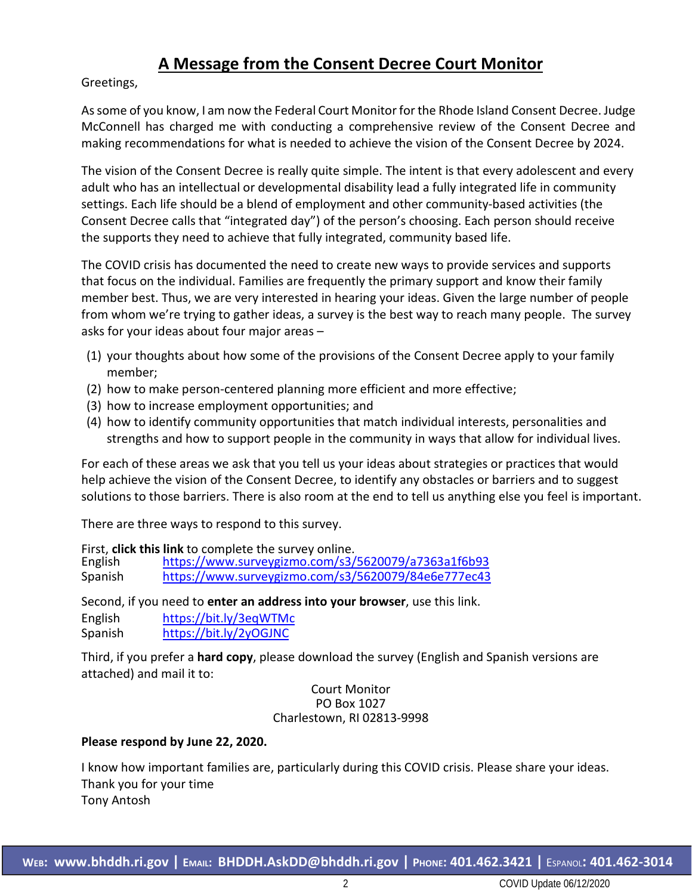# A Message from the Consent Decree Court Monitor

Greetings,

As some of you know, I am now the Federal Court Monitor for the Rhode Island Consent Decree. Judge McConnell has charged me with conducting a comprehensive review of the Consent Decree and making recommendations for what is needed to achieve the vision of the Consent Decree by 2024.

The vision of the Consent Decree is really quite simple. The intent is that every adolescent and every adult who has an intellectual or developmental disability lead a fully integrated life in community settings. Each life should be a blend of employment and other community-based activities (the Consent Decree calls that "integrated day") of the person's choosing. Each person should receive the supports they need to achieve that fully integrated, community based life.

The COVID crisis has documented the need to create new ways to provide services and supports that focus on the individual. Families are frequently the primary support and know their family member best. Thus, we are very interested in hearing your ideas. Given the large number of people from whom we're trying to gather ideas, a survey is the best way to reach many people. The survey asks for your ideas about four major areas –

(1) your thoughts about how some of the provisions of the Consent Decree apply to your family member;
(2) how to make person-centered planning more efficient and more effective;
(3) how to increase employment opportunities; and
(4) how to identify community opportunities that match individual interests, personalities and strengths and how to support people in the community in ways that allow for individual lives.

For each of these areas we ask that you tell us your ideas about strategies or practices that would help achieve the vision of the Consent Decree, to identify any obstacles or barriers and to suggest solutions to those barriers. There is also room at the end to tell us anything else you feel is important.

There are three ways to respond to this survey.

First, **click this link** to complete the survey online.

English https://www.surveygizmo.com/s3/5620079/a7363a1f6b93
Spanish https://www.surveygizmo.com/s3/5620079/84e6e777ec43

Second, if you need to **enter an address into your browser**, use this link.

English https://bit.ly/3eqWTMc
Spanish https://bit.ly/2yOGJNC

Third, if you prefer a **hard copy**, please download the survey (English and Spanish versions are attached) and mail it to:

Court Monitor
PO Box 1027
Charlestown, RI 02813-9998

**Please respond by June 22, 2020.**

I know how important families are, particularly during this COVID crisis. Please share your ideas.
Thank you for your time
Tony Antosh

**WEB: www.bhddh.ri.gov | EMAIL: BHDDH.AskDD@bhddh.ri.gov | PHONE: 401.462.3421 | ESPANOL: 401.462-3014**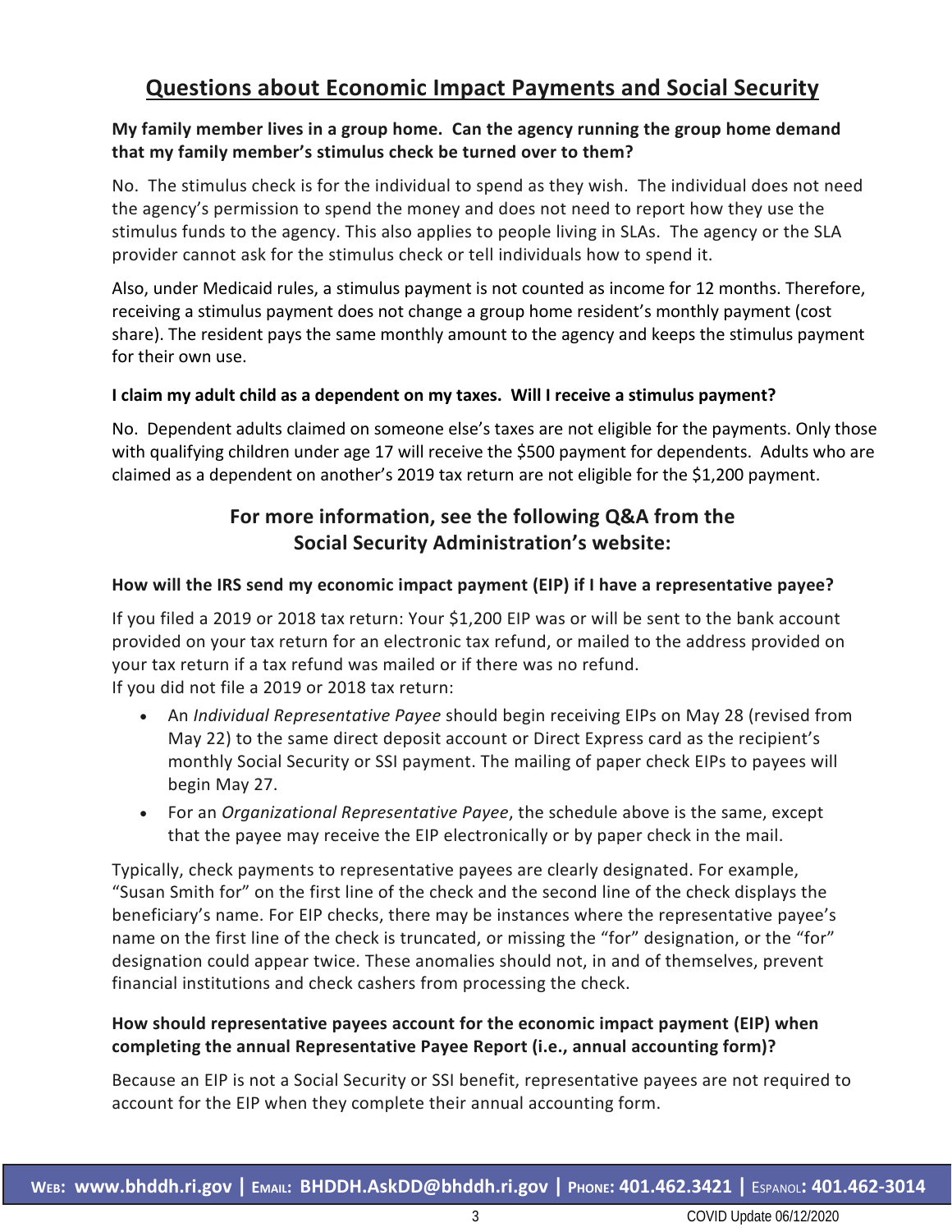# Questions about Economic Impact Payments and Social Security

**My family member lives in a group home. Can the agency running the group home demand that my family member's stimulus check be turned over to them?**

No. The stimulus check is for the individual to spend as they wish. The individual does not need the agency's permission to spend the money and does not need to report how they use the stimulus funds to the agency. This also applies to people living in SLAs. The agency or the SLA provider cannot ask for the stimulus check or tell individuals how to spend it.

Also, under Medicaid rules, a stimulus payment is not counted as income for 12 months. Therefore, receiving a stimulus payment does not change a group home resident's monthly payment (cost share). The resident pays the same monthly amount to the agency and keeps the stimulus payment for their own use.

**I claim my adult child as a dependent on my taxes. Will I receive a stimulus payment?**

No. Dependent adults claimed on someone else's taxes are not eligible for the payments. Only those with qualifying children under age 17 will receive the $500 payment for dependents. Adults who are claimed as a dependent on another's 2019 tax return are not eligible for the $1,200 payment.

## For more information, see the following Q&A from the Social Security Administration's website:

**How will the IRS send my economic impact payment (EIP) if I have a representative payee?**

If you filed a 2019 or 2018 tax return: Your $1,200 EIP was or will be sent to the bank account provided on your tax return for an electronic tax refund, or mailed to the address provided on your tax return if a tax refund was mailed or if there was no refund.
If you did not file a 2019 or 2018 tax return:

- An *Individual Representative Payee* should begin receiving EIPs on May 28 (revised from May 22) to the same direct deposit account or Direct Express card as the recipient's monthly Social Security or SSI payment. The mailing of paper check EIPs to payees will begin May 27.
- For an *Organizational Representative Payee*, the schedule above is the same, except that the payee may receive the EIP electronically or by paper check in the mail.

Typically, check payments to representative payees are clearly designated. For example, "Susan Smith for" on the first line of the check and the second line of the check displays the beneficiary's name. For EIP checks, there may be instances where the representative payee's name on the first line of the check is truncated, or missing the "for" designation, or the "for" designation could appear twice. These anomalies should not, in and of themselves, prevent financial institutions and check cashers from processing the check.

**How should representative payees account for the economic impact payment (EIP) when completing the annual Representative Payee Report (i.e., annual accounting form)?**

Because an EIP is not a Social Security or SSI benefit, representative payees are not required to account for the EIP when they complete their annual accounting form.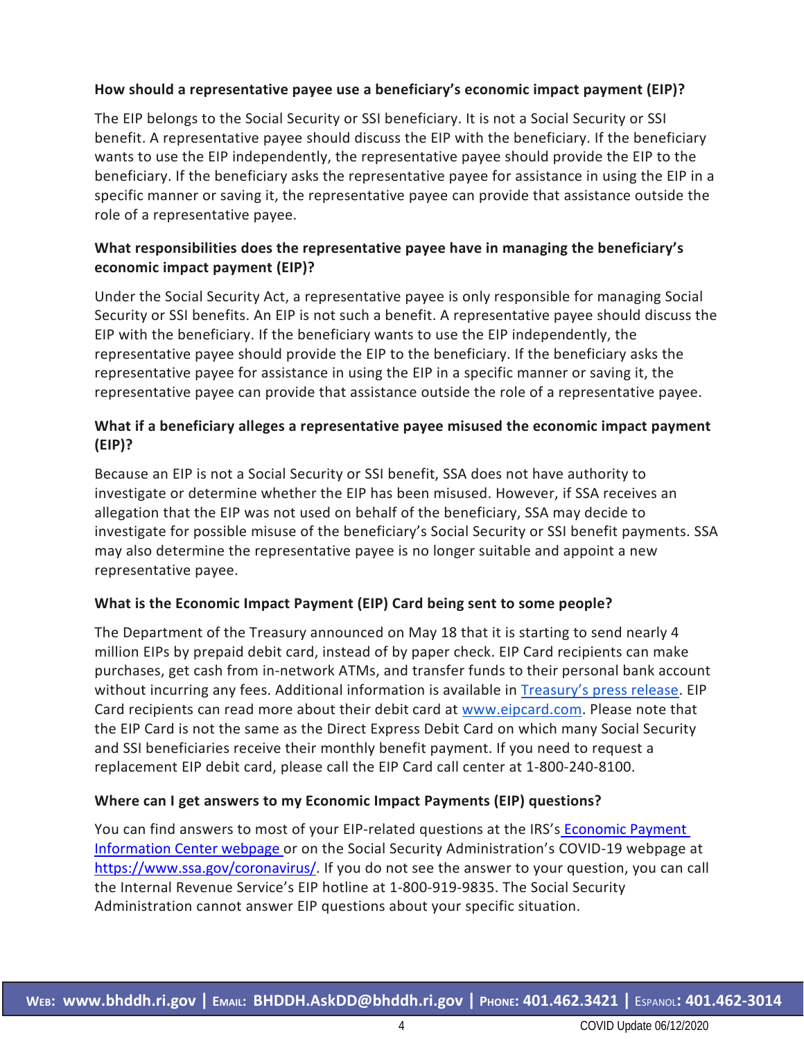**How should a representative payee use a beneficiary's economic impact payment (EIP)?**

The EIP belongs to the Social Security or SSI beneficiary. It is not a Social Security or SSI benefit. A representative payee should discuss the EIP with the beneficiary. If the beneficiary wants to use the EIP independently, the representative payee should provide the EIP to the beneficiary. If the beneficiary asks the representative payee for assistance in using the EIP in a specific manner or saving it, the representative payee can provide that assistance outside the role of a representative payee.

**What responsibilities does the representative payee have in managing the beneficiary's economic impact payment (EIP)?**

Under the Social Security Act, a representative payee is only responsible for managing Social Security or SSI benefits. An EIP is not such a benefit. A representative payee should discuss the EIP with the beneficiary. If the beneficiary wants to use the EIP independently, the representative payee should provide the EIP to the beneficiary. If the beneficiary asks the representative payee for assistance in using the EIP in a specific manner or saving it, the representative payee can provide that assistance outside the role of a representative payee.

**What if a beneficiary alleges a representative payee misused the economic impact payment (EIP)?**

Because an EIP is not a Social Security or SSI benefit, SSA does not have authority to investigate or determine whether the EIP has been misused. However, if SSA receives an allegation that the EIP was not used on behalf of the beneficiary, SSA may decide to investigate for possible misuse of the beneficiary's Social Security or SSI benefit payments. SSA may also determine the representative payee is no longer suitable and appoint a new representative payee.

**What is the Economic Impact Payment (EIP) Card being sent to some people?**

The Department of the Treasury announced on May 18 that it is starting to send nearly 4 million EIPs by prepaid debit card, instead of by paper check. EIP Card recipients can make purchases, get cash from in-network ATMs, and transfer funds to their personal bank account without incurring any fees. Additional information is available in [Treasury's press release](). EIP Card recipients can read more about their debit card at [www.eipcard.com](www.eipcard.com). Please note that the EIP Card is not the same as the Direct Express Debit Card on which many Social Security and SSI beneficiaries receive their monthly benefit payment. If you need to request a replacement EIP debit card, please call the EIP Card call center at 1-800-240-8100.

**Where can I get answers to my Economic Impact Payments (EIP) questions?**

You can find answers to most of your EIP-related questions at the IRS's [Economic Payment Information Center webpage]() or on the Social Security Administration's COVID-19 webpage at [https://www.ssa.gov/coronavirus/](https://www.ssa.gov/coronavirus/). If you do not see the answer to your question, you can call the Internal Revenue Service's EIP hotline at 1-800-919-9835. The Social Security Administration cannot answer EIP questions about your specific situation.

**WEB: www.bhddh.ri.gov | EMAIL: BHDDH.AskDD@bhddh.ri.gov | PHONE: 401.462.3421 | ESPANOL: 401.462-3014**

COVID Update 06/12/2020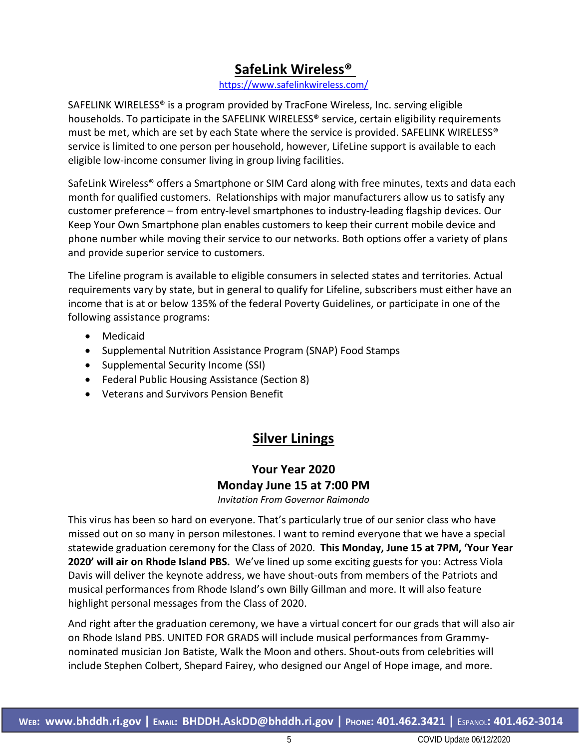## SafeLink Wireless®

https://www.safelinkwireless.com/

SAFELINK WIRELESS® is a program provided by TracFone Wireless, Inc. serving eligible households. To participate in the SAFELINK WIRELESS® service, certain eligibility requirements must be met, which are set by each State where the service is provided. SAFELINK WIRELESS® service is limited to one person per household, however, LifeLine support is available to each eligible low-income consumer living in group living facilities.

SafeLink Wireless® offers a Smartphone or SIM Card along with free minutes, texts and data each month for qualified customers. Relationships with major manufacturers allow us to satisfy any customer preference – from entry-level smartphones to industry-leading flagship devices. Our Keep Your Own Smartphone plan enables customers to keep their current mobile device and phone number while moving their service to our networks. Both options offer a variety of plans and provide superior service to customers.

The Lifeline program is available to eligible consumers in selected states and territories. Actual requirements vary by state, but in general to qualify for Lifeline, subscribers must either have an income that is at or below 135% of the federal Poverty Guidelines, or participate in one of the following assistance programs:

- Medicaid
- Supplemental Nutrition Assistance Program (SNAP) Food Stamps
- Supplemental Security Income (SSI)
- Federal Public Housing Assistance (Section 8)
- Veterans and Survivors Pension Benefit

## Silver Linings

### Your Year 2020
### Monday June 15 at 7:00 PM

*Invitation From Governor Raimondo*

This virus has been so hard on everyone. That's particularly true of our senior class who have missed out on so many in person milestones. I want to remind everyone that we have a special statewide graduation ceremony for the Class of 2020. **This Monday, June 15 at 7PM, 'Your Year 2020' will air on Rhode Island PBS.** We've lined up some exciting guests for you: Actress Viola Davis will deliver the keynote address, we have shout-outs from members of the Patriots and musical performances from Rhode Island's own Billy Gillman and more. It will also feature highlight personal messages from the Class of 2020.

And right after the graduation ceremony, we have a virtual concert for our grads that will also air on Rhode Island PBS. UNITED FOR GRADS will include musical performances from Grammy-nominated musician Jon Batiste, Walk the Moon and others. Shout-outs from celebrities will include Stephen Colbert, Shepard Fairey, who designed our Angel of Hope image, and more.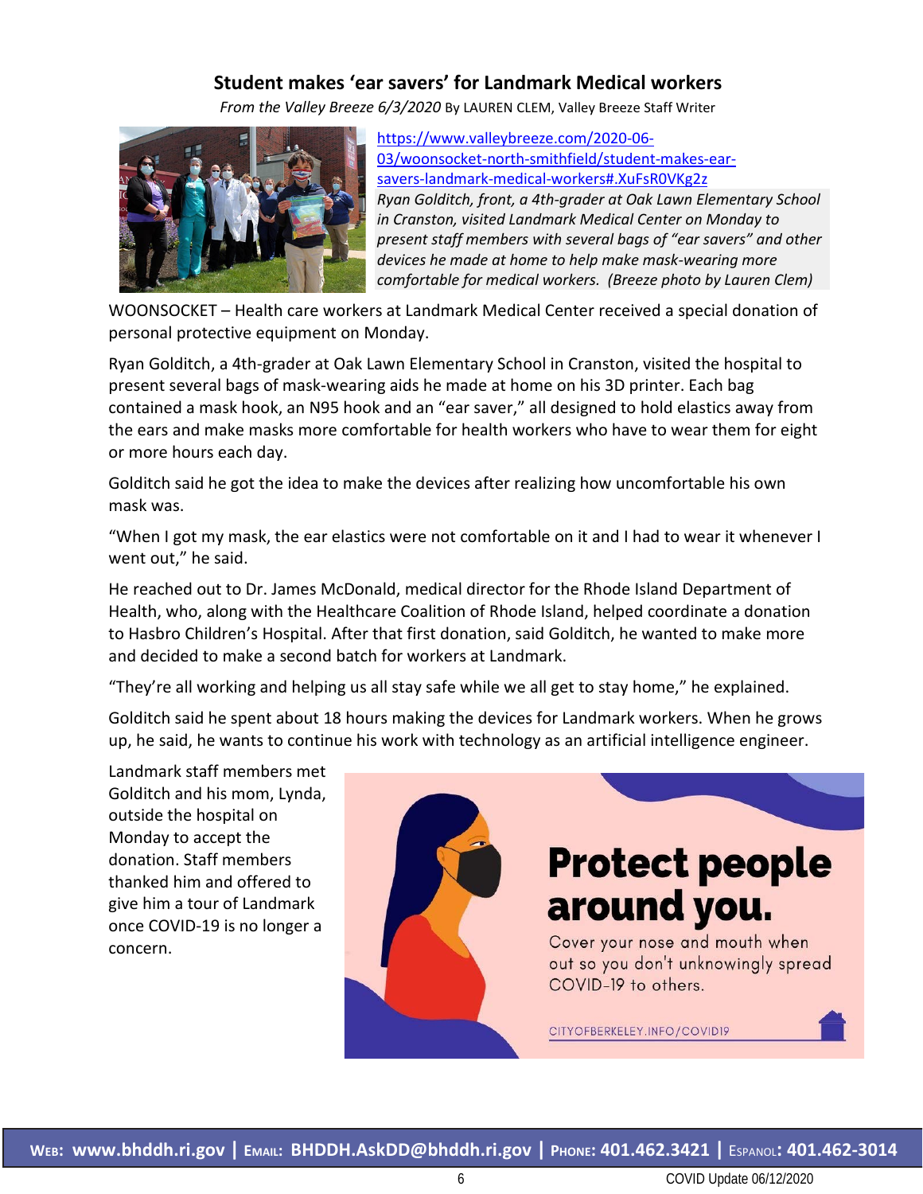## Student makes 'ear savers' for Landmark Medical workers

*From the Valley Breeze 6/3/2020* By LAUREN CLEM, Valley Breeze Staff Writer

https://www.valleybreeze.com/2020-06-03/woonsocket-north-smithfield/student-makes-ear-savers-landmark-medical-workers#.XuFsR0VKg2z

*Ryan Golditch, front, a 4th-grader at Oak Lawn Elementary School in Cranston, visited Landmark Medical Center on Monday to present staff members with several bags of "ear savers" and other devices he made at home to help make mask-wearing more comfortable for medical workers. (Breeze photo by Lauren Clem)*

WOONSOCKET – Health care workers at Landmark Medical Center received a special donation of personal protective equipment on Monday.

Ryan Golditch, a 4th-grader at Oak Lawn Elementary School in Cranston, visited the hospital to present several bags of mask-wearing aids he made at home on his 3D printer. Each bag contained a mask hook, an N95 hook and an "ear saver," all designed to hold elastics away from the ears and make masks more comfortable for health workers who have to wear them for eight or more hours each day.

Golditch said he got the idea to make the devices after realizing how uncomfortable his own mask was.

"When I got my mask, the ear elastics were not comfortable on it and I had to wear it whenever I went out," he said.

He reached out to Dr. James McDonald, medical director for the Rhode Island Department of Health, who, along with the Healthcare Coalition of Rhode Island, helped coordinate a donation to Hasbro Children's Hospital. After that first donation, said Golditch, he wanted to make more and decided to make a second batch for workers at Landmark.

"They're all working and helping us all stay safe while we all get to stay home," he explained.

Golditch said he spent about 18 hours making the devices for Landmark workers. When he grows up, he said, he wants to continue his work with technology as an artificial intelligence engineer.

Landmark staff members met Golditch and his mom, Lynda, outside the hospital on Monday to accept the donation. Staff members thanked him and offered to give him a tour of Landmark once COVID-19 is no longer a concern.

**Protect people around you.**

Cover your nose and mouth when out so you don't unknowingly spread COVID-19 to others.

CITYOFBERKELEY.INFO/COVID19

**Web: www.bhddh.ri.gov | Email: BHDDH.AskDD@bhddh.ri.gov | Phone: 401.462.3421 | Espanol: 401.462-3014**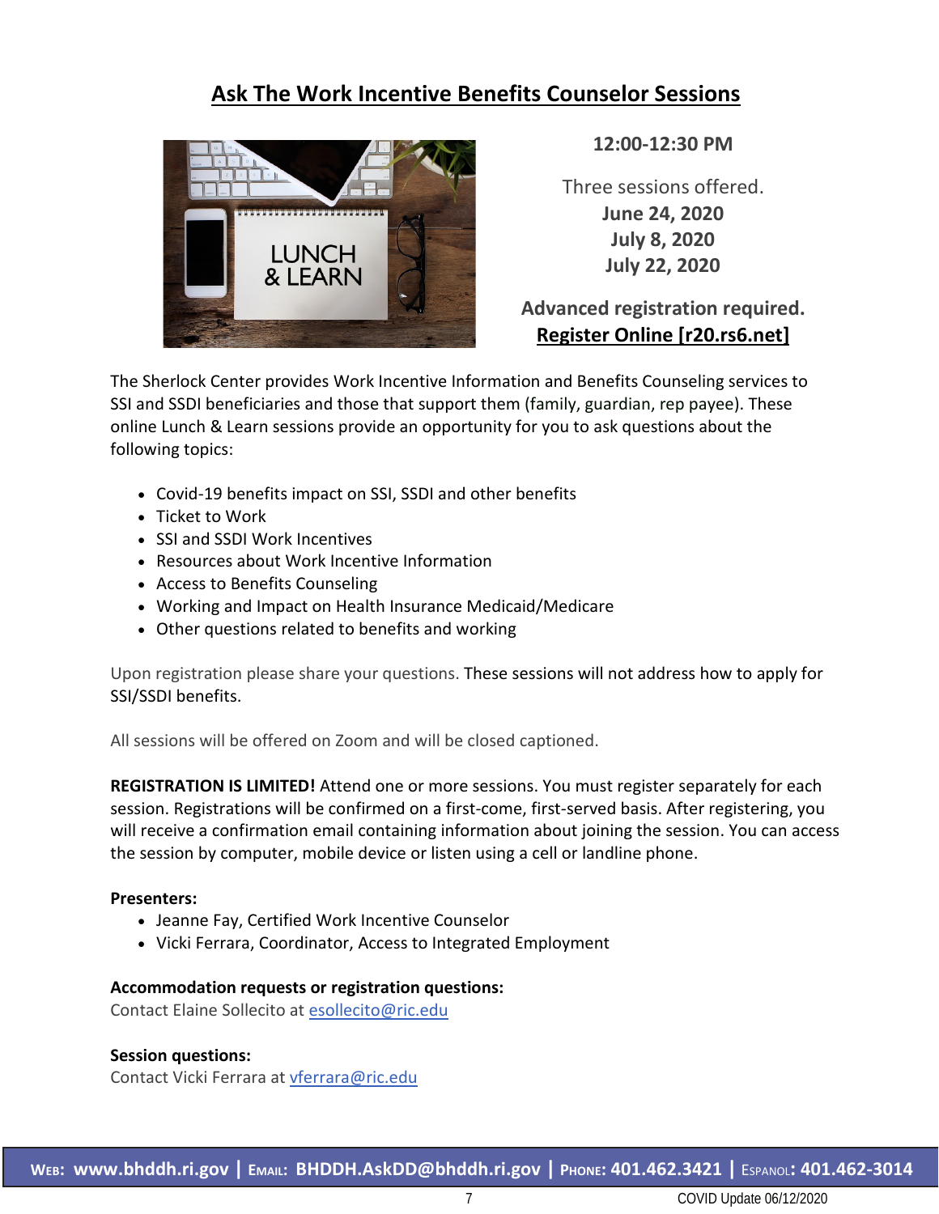## Ask The Work Incentive Benefits Counselor Sessions

**12:00-12:30 PM**

Three sessions offered.
**June 24, 2020**
**July 8, 2020**
**July 22, 2020**

**Advanced registration required.**
**Register Online [r20.rs6.net]**

The Sherlock Center provides Work Incentive Information and Benefits Counseling services to SSI and SSDI beneficiaries and those that support them (family, guardian, rep payee). These online Lunch & Learn sessions provide an opportunity for you to ask questions about the following topics:

- Covid-19 benefits impact on SSI, SSDI and other benefits
- Ticket to Work
- SSI and SSDI Work Incentives
- Resources about Work Incentive Information
- Access to Benefits Counseling
- Working and Impact on Health Insurance Medicaid/Medicare
- Other questions related to benefits and working

Upon registration please share your questions. These sessions will not address how to apply for SSI/SSDI benefits.

All sessions will be offered on Zoom and will be closed captioned.

**REGISTRATION IS LIMITED!** Attend one or more sessions. You must register separately for each session. Registrations will be confirmed on a first-come, first-served basis. After registering, you will receive a confirmation email containing information about joining the session. You can access the session by computer, mobile device or listen using a cell or landline phone.

**Presenters:**

- Jeanne Fay, Certified Work Incentive Counselor
- Vicki Ferrara, Coordinator, Access to Integrated Employment

**Accommodation requests or registration questions:**
Contact Elaine Sollecito at esollecito@ric.edu

**Session questions:**
Contact Vicki Ferrara at vferrara@ric.edu

**WEB: www.bhddh.ri.gov | EMAIL: BHDDH.AskDD@bhddh.ri.gov | PHONE: 401.462.3421 | ESPANOL: 401.462-3014**

COVID Update 06/12/2020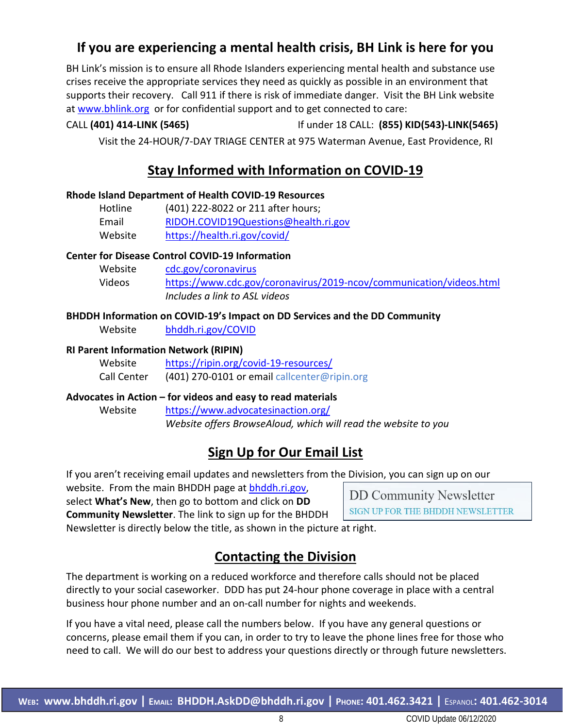## If you are experiencing a mental health crisis, BH Link is here for you

BH Link's mission is to ensure all Rhode Islanders experiencing mental health and substance use crises receive the appropriate services they need as quickly as possible in an environment that supports their recovery. Call 911 if there is risk of immediate danger. Visit the BH Link website at www.bhlink.org or for confidential support and to get connected to care:

CALL **(401) 414-LINK (5465)** If under 18 CALL: **(855) KID(543)-LINK(5465)**

Visit the 24-HOUR/7-DAY TRIAGE CENTER at 975 Waterman Avenue, East Providence, RI

## Stay Informed with Information on COVID-19

**Rhode Island Department of Health COVID-19 Resources**

- Hotline (401) 222-8022 or 211 after hours;
- Email RIDOH.COVID19Questions@health.ri.gov
- Website https://health.ri.gov/covid/

**Center for Disease Control COVID-19 Information**

- Website cdc.gov/coronavirus
- Videos https://www.cdc.gov/coronavirus/2019-ncov/communication/videos.html
  *Includes a link to ASL videos*

**BHDDH Information on COVID-19's Impact on DD Services and the DD Community**

- Website bhddh.ri.gov/COVID

**RI Parent Information Network (RIPIN)**

- Website https://ripin.org/covid-19-resources/
- Call Center (401) 270-0101 or email callcenter@ripin.org

**Advocates in Action – for videos and easy to read materials**

- Website https://www.advocatesinaction.org/
  *Website offers BrowseAloud, which will read the website to you*

## Sign Up for Our Email List

If you aren't receiving email updates and newsletters from the Division, you can sign up on our website. From the main BHDDH page at bhddh.ri.gov, select **What's New**, then go to bottom and click on **DD Community Newsletter**. The link to sign up for the BHDDH Newsletter is directly below the title, as shown in the picture at right.

DD Community Newsletter
SIGN UP FOR THE BHDDH NEWSLETTER

## Contacting the Division

The department is working on a reduced workforce and therefore calls should not be placed directly to your social caseworker. DDD has put 24-hour phone coverage in place with a central business hour phone number and an on-call number for nights and weekends.

If you have a vital need, please call the numbers below. If you have any general questions or concerns, please email them if you can, in order to try to leave the phone lines free for those who need to call. We will do our best to address your questions directly or through future newsletters.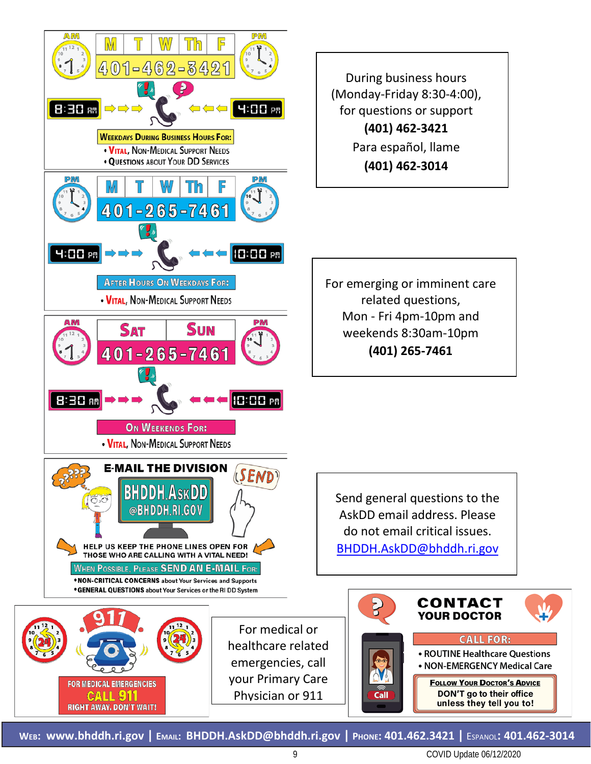**AM** M T W Th F **PM**

**401-462-3421**

8:30 AM → ← 4:00 PM

**Weekdays During Business Hours For:**

- Vital, Non-Medical Support Needs
- Questions about Your DD Services

During business hours (Monday-Friday 8:30-4:00), for questions or support

**(401) 462-3421**

Para español, llame

**(401) 462-3014**

**PM** M T W Th F **PM**

**401-265-7461**

4:00 PM → ← 10:00 PM

**After Hours On Weekdays For:**

- Vital, Non-Medical Support Needs

**AM** Sat Sun **PM**

**401-265-7461**

8:30 AM → ← 10:00 PM

**On Weekends For:**

- Vital, Non-Medical Support Needs

For emerging or imminent care related questions, Mon - Fri 4pm-10pm and weekends 8:30am-10pm

**(401) 265-7461**

## E-MAIL THE DIVISION

SEND

**BHDDH.AskDD @BHDDH.RI.GOV**

HELP US KEEP THE PHONE LINES OPEN FOR THOSE WHO ARE CALLING WITH A VITAL NEED!

**When Possible, Please SEND AN E-MAIL For:**

- **NON-CRITICAL CONCERNS** about Your Services and Supports
- **GENERAL QUESTIONS** about Your Services or the RI DD System

Send general questions to the AskDD email address. Please do not email critical issues.

[BHDDH.AskDD@bhddh.ri.gov](mailto:BHDDH.AskDD@bhddh.ri.gov)

**911**

24 | 24

**FOR MEDICAL EMERGENCIES CALL 911 RIGHT AWAY. DON'T WAIT!**

For medical or healthcare related emergencies, call your Primary Care Physician or 911

## CONTACT YOUR DOCTOR

Call

**CALL FOR:**

- ROUTINE Healthcare Questions
- NON-EMERGENCY Medical Care

**Follow Your Doctor's Advice**

DON'T go to their office unless they tell you to!

**Web:** www.bhddh.ri.gov | **Email:** BHDDH.AskDD@bhddh.ri.gov | **Phone:** 401.462.3421 | **Espanol:** 401.462-3014

COVID Update 06/12/2020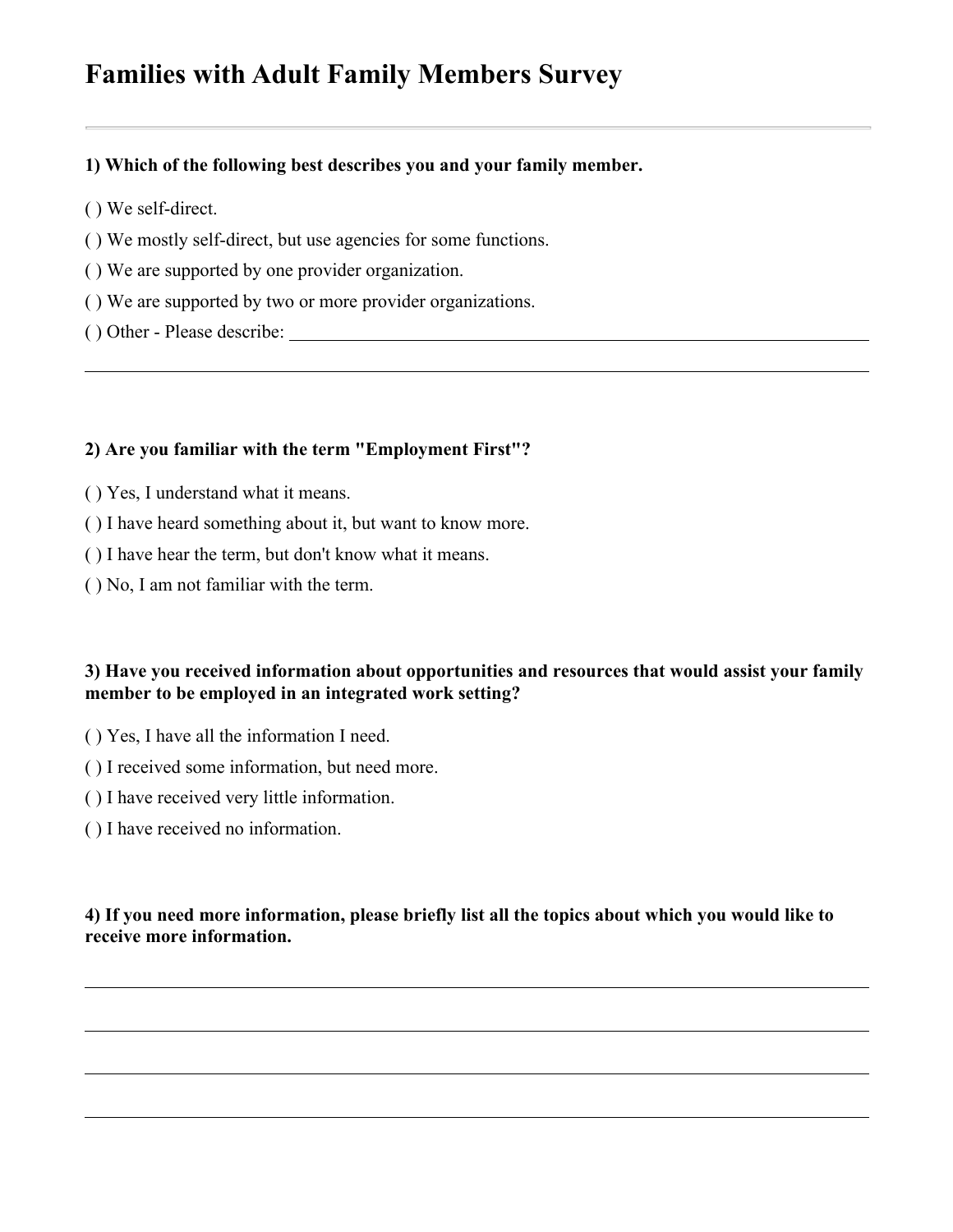# Families with Adult Family Members Survey

---

**1) Which of the following best describes you and your family member.**

( ) We self-direct.

( ) We mostly self-direct, but use agencies for some functions.

( ) We are supported by one provider organization.

( ) We are supported by two or more provider organizations.

( ) Other - Please describe: ____________________________________________

____________________________________________________________________

**2) Are you familiar with the term "Employment First"?**

( ) Yes, I understand what it means.

( ) I have heard something about it, but want to know more.

( ) I have hear the term, but don't know what it means.

( ) No, I am not familiar with the term.

**3) Have you received information about opportunities and resources that would assist your family member to be employed in an integrated work setting?**

( ) Yes, I have all the information I need.

( ) I received some information, but need more.

( ) I have received very little information.

( ) I have received no information.

**4) If you need more information, please briefly list all the topics about which you would like to receive more information.**

____________________________________________________________________

____________________________________________________________________

____________________________________________________________________

____________________________________________________________________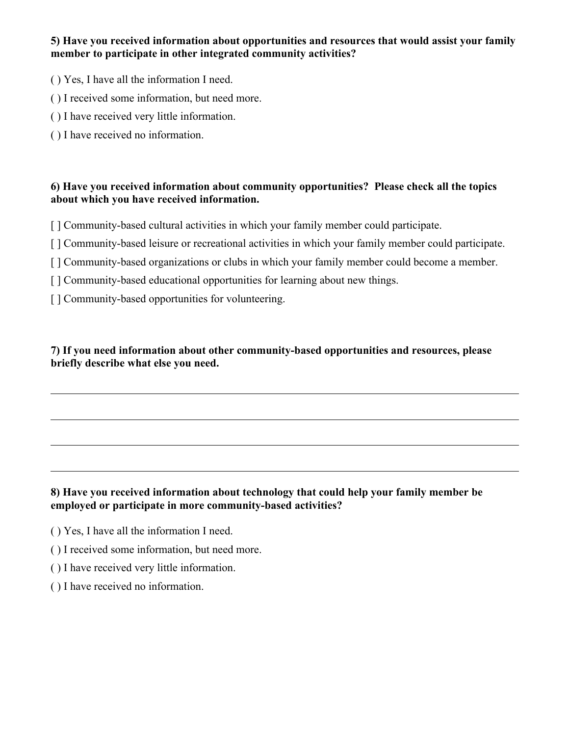**5) Have you received information about opportunities and resources that would assist your family member to participate in other integrated community activities?**

( ) Yes, I have all the information I need.

( ) I received some information, but need more.

( ) I have received very little information.

( ) I have received no information.

**6) Have you received information about community opportunities? Please check all the topics about which you have received information.**

[ ] Community-based cultural activities in which your family member could participate.

[ ] Community-based leisure or recreational activities in which your family member could participate.

[ ] Community-based organizations or clubs in which your family member could become a member.

[ ] Community-based educational opportunities for learning about new things.

[ ] Community-based opportunities for volunteering.

**7) If you need information about other community-based opportunities and resources, please briefly describe what else you need.**

\_\_\_\_\_\_\_\_\_\_\_\_\_\_\_\_\_\_\_\_\_\_\_\_\_\_\_\_\_\_\_\_\_\_\_\_\_\_\_\_\_\_\_\_\_\_\_\_\_\_\_\_\_\_\_\_\_\_\_\_\_\_\_\_\_\_\_\_\_\_\_\_\_\_\_\_\_\_

\_\_\_\_\_\_\_\_\_\_\_\_\_\_\_\_\_\_\_\_\_\_\_\_\_\_\_\_\_\_\_\_\_\_\_\_\_\_\_\_\_\_\_\_\_\_\_\_\_\_\_\_\_\_\_\_\_\_\_\_\_\_\_\_\_\_\_\_\_\_\_\_\_\_\_\_\_\_

\_\_\_\_\_\_\_\_\_\_\_\_\_\_\_\_\_\_\_\_\_\_\_\_\_\_\_\_\_\_\_\_\_\_\_\_\_\_\_\_\_\_\_\_\_\_\_\_\_\_\_\_\_\_\_\_\_\_\_\_\_\_\_\_\_\_\_\_\_\_\_\_\_\_\_\_\_\_

\_\_\_\_\_\_\_\_\_\_\_\_\_\_\_\_\_\_\_\_\_\_\_\_\_\_\_\_\_\_\_\_\_\_\_\_\_\_\_\_\_\_\_\_\_\_\_\_\_\_\_\_\_\_\_\_\_\_\_\_\_\_\_\_\_\_\_\_\_\_\_\_\_\_\_\_\_\_

**8) Have you received information about technology that could help your family member be employed or participate in more community-based activities?**

( ) Yes, I have all the information I need.

( ) I received some information, but need more.

( ) I have received very little information.

( ) I have received no information.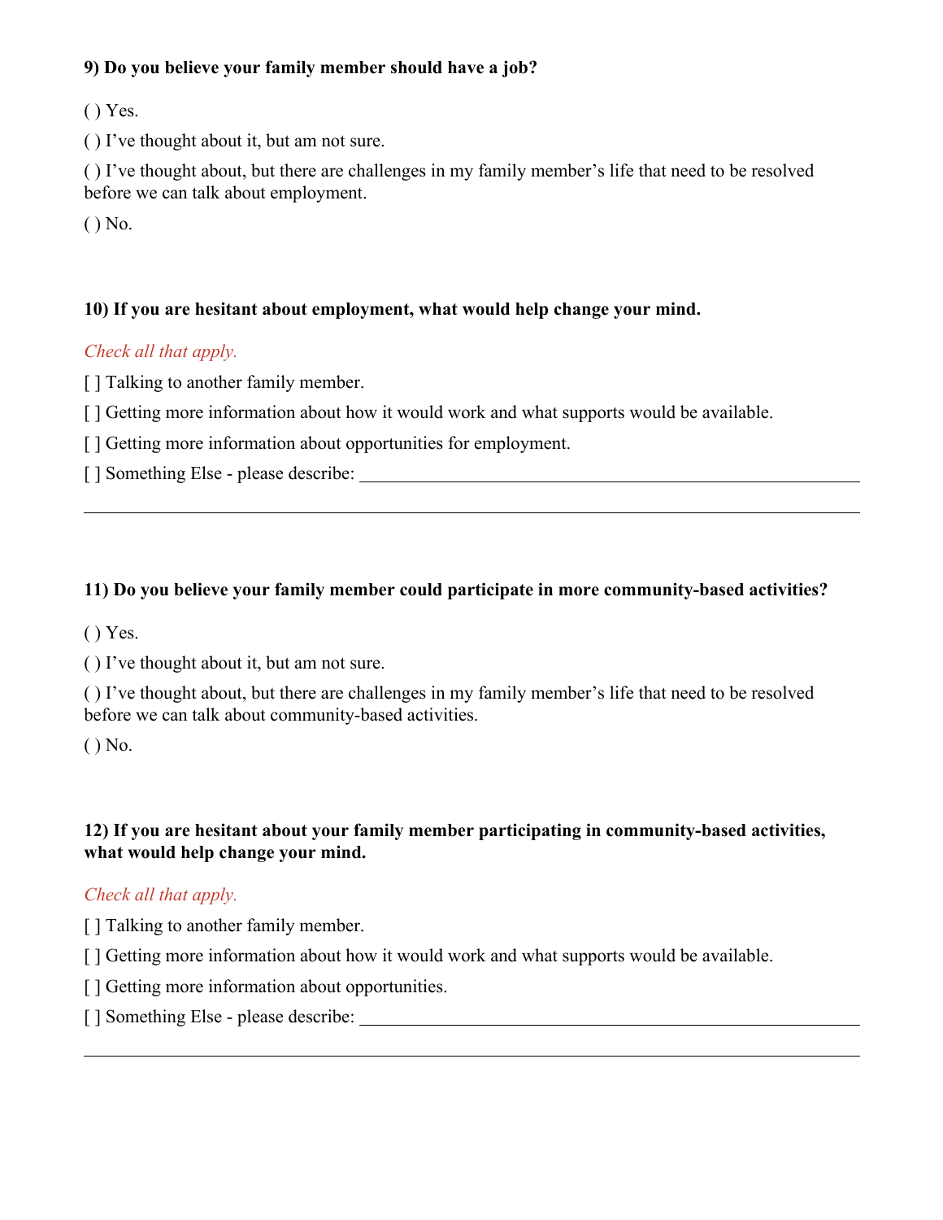**9) Do you believe your family member should have a job?**

( ) Yes.

( ) I've thought about it, but am not sure.

( ) I've thought about, but there are challenges in my family member's life that need to be resolved before we can talk about employment.

( ) No.

**10) If you are hesitant about employment, what would help change your mind.**

*Check all that apply.*

[ ] Talking to another family member.

[ ] Getting more information about how it would work and what supports would be available.

[ ] Getting more information about opportunities for employment.

[ ] Something Else - please describe: ____________________________________________

______________________________________________________________________________

**11) Do you believe your family member could participate in more community-based activities?**

( ) Yes.

( ) I've thought about it, but am not sure.

( ) I've thought about, but there are challenges in my family member's life that need to be resolved before we can talk about community-based activities.

( ) No.

**12) If you are hesitant about your family member participating in community-based activities, what would help change your mind.**

*Check all that apply.*

[ ] Talking to another family member.

[ ] Getting more information about how it would work and what supports would be available.

[ ] Getting more information about opportunities.

[ ] Something Else - please describe: ____________________________________________

______________________________________________________________________________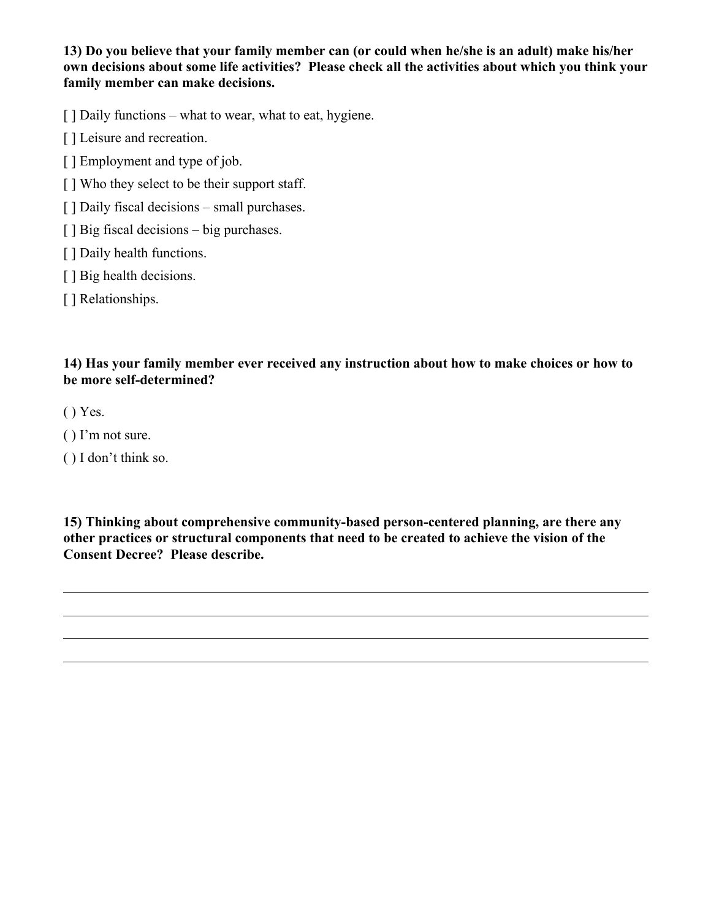**13) Do you believe that your family member can (or could when he/she is an adult) make his/her own decisions about some life activities? Please check all the activities about which you think your family member can make decisions.**

[ ] Daily functions – what to wear, what to eat, hygiene.

[ ] Leisure and recreation.

[ ] Employment and type of job.

[ ] Who they select to be their support staff.

[ ] Daily fiscal decisions – small purchases.

[ ] Big fiscal decisions – big purchases.

[ ] Daily health functions.

[ ] Big health decisions.

[ ] Relationships.

**14) Has your family member ever received any instruction about how to make choices or how to be more self-determined?**

( ) Yes.

( ) I'm not sure.

( ) I don't think so.

**15) Thinking about comprehensive community-based person-centered planning, are there any other practices or structural components that need to be created to achieve the vision of the Consent Decree? Please describe.**

______________________________________________________________________________

______________________________________________________________________________

______________________________________________________________________________

______________________________________________________________________________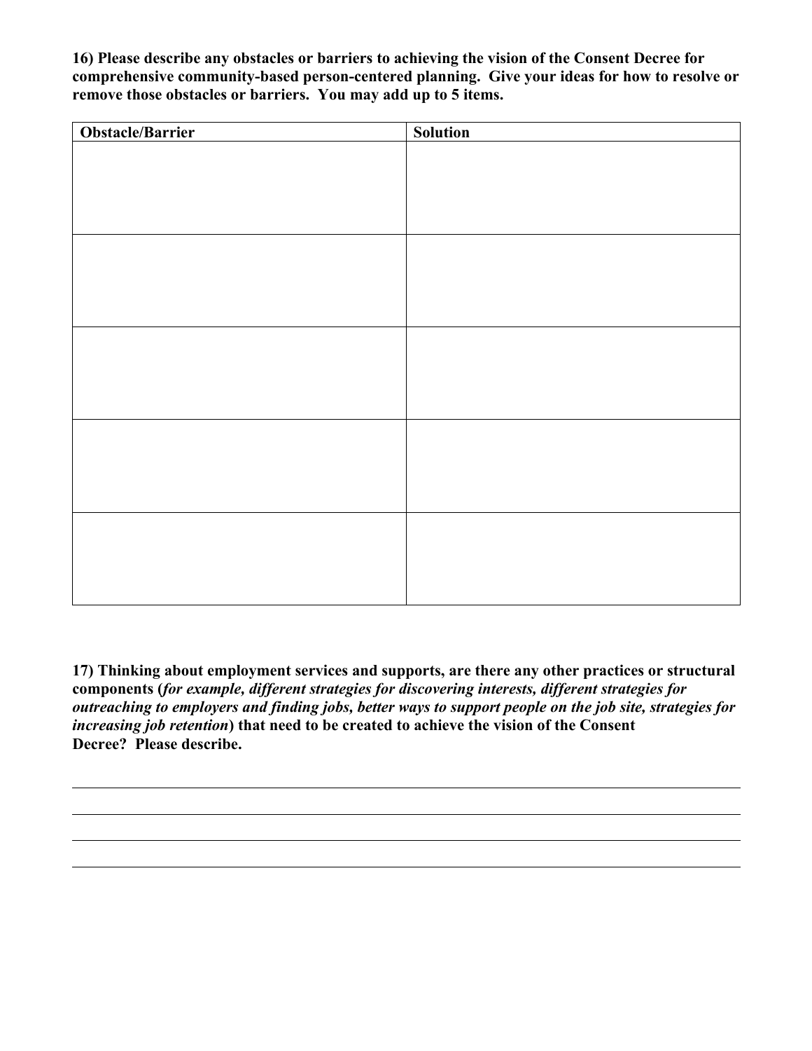**16) Please describe any obstacles or barriers to achieving the vision of the Consent Decree for comprehensive community-based person-centered planning. Give your ideas for how to resolve or remove those obstacles or barriers. You may add up to 5 items.**

| Obstacle/Barrier | Solution |
|---|---|
| | |
| | |
| | |
| | |
| | |

**17) Thinking about employment services and supports, are there any other practices or structural components (*for example, different strategies for discovering interests, different strategies for outreaching to employers and finding jobs, better ways to support people on the job site, strategies for increasing job retention*) that need to be created to achieve the vision of the Consent Decree? Please describe.**

______________________________________________________________________________

______________________________________________________________________________

______________________________________________________________________________

______________________________________________________________________________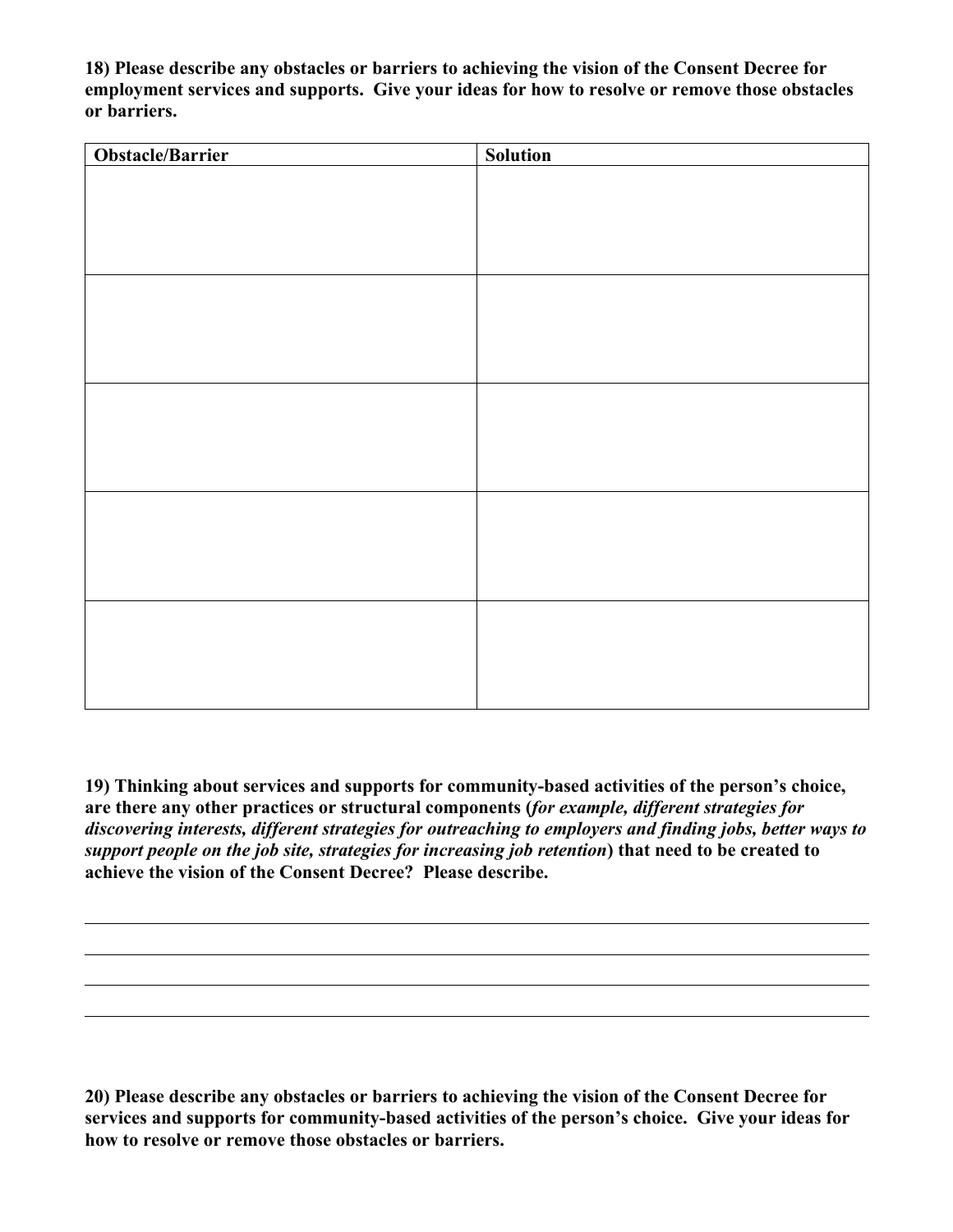**18) Please describe any obstacles or barriers to achieving the vision of the Consent Decree for employment services and supports. Give your ideas for how to resolve or remove those obstacles or barriers.**

| Obstacle/Barrier | Solution |
| --- | --- |
| | |
| | |
| | |
| | |
| | |

**19) Thinking about services and supports for community-based activities of the person's choice, are there any other practices or structural components (*for example, different strategies for discovering interests, different strategies for outreaching to employers and finding jobs, better ways to support people on the job site, strategies for increasing job retention*) that need to be created to achieve the vision of the Consent Decree? Please describe.**

\_\_\_\_\_\_\_\_\_\_\_\_\_\_\_\_\_\_\_\_\_\_\_\_\_\_\_\_\_\_\_\_\_\_\_\_\_\_\_\_\_\_\_\_\_\_\_\_\_\_\_\_\_\_\_\_\_\_\_\_\_\_\_\_\_\_\_\_\_\_\_\_\_\_\_\_\_\_

\_\_\_\_\_\_\_\_\_\_\_\_\_\_\_\_\_\_\_\_\_\_\_\_\_\_\_\_\_\_\_\_\_\_\_\_\_\_\_\_\_\_\_\_\_\_\_\_\_\_\_\_\_\_\_\_\_\_\_\_\_\_\_\_\_\_\_\_\_\_\_\_\_\_\_\_\_\_

\_\_\_\_\_\_\_\_\_\_\_\_\_\_\_\_\_\_\_\_\_\_\_\_\_\_\_\_\_\_\_\_\_\_\_\_\_\_\_\_\_\_\_\_\_\_\_\_\_\_\_\_\_\_\_\_\_\_\_\_\_\_\_\_\_\_\_\_\_\_\_\_\_\_\_\_\_\_

\_\_\_\_\_\_\_\_\_\_\_\_\_\_\_\_\_\_\_\_\_\_\_\_\_\_\_\_\_\_\_\_\_\_\_\_\_\_\_\_\_\_\_\_\_\_\_\_\_\_\_\_\_\_\_\_\_\_\_\_\_\_\_\_\_\_\_\_\_\_\_\_\_\_\_\_\_\_

**20) Please describe any obstacles or barriers to achieving the vision of the Consent Decree for services and supports for community-based activities of the person's choice. Give your ideas for how to resolve or remove those obstacles or barriers.**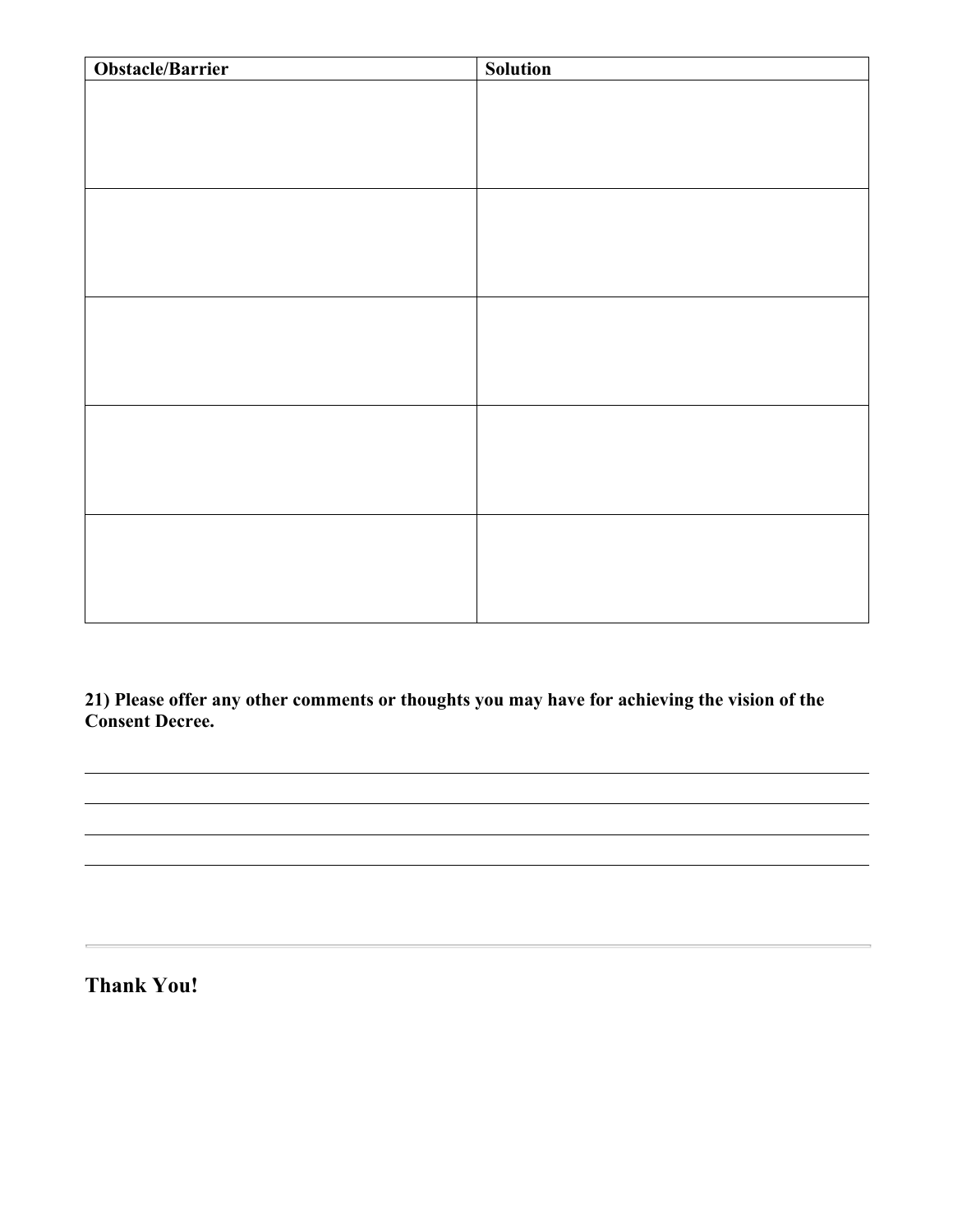| Obstacle/Barrier | Solution |
| --- | --- |
| | |
| | |
| | |
| | |
| | |

**21) Please offer any other comments or thoughts you may have for achieving the vision of the Consent Decree.**

---

## Thank You!